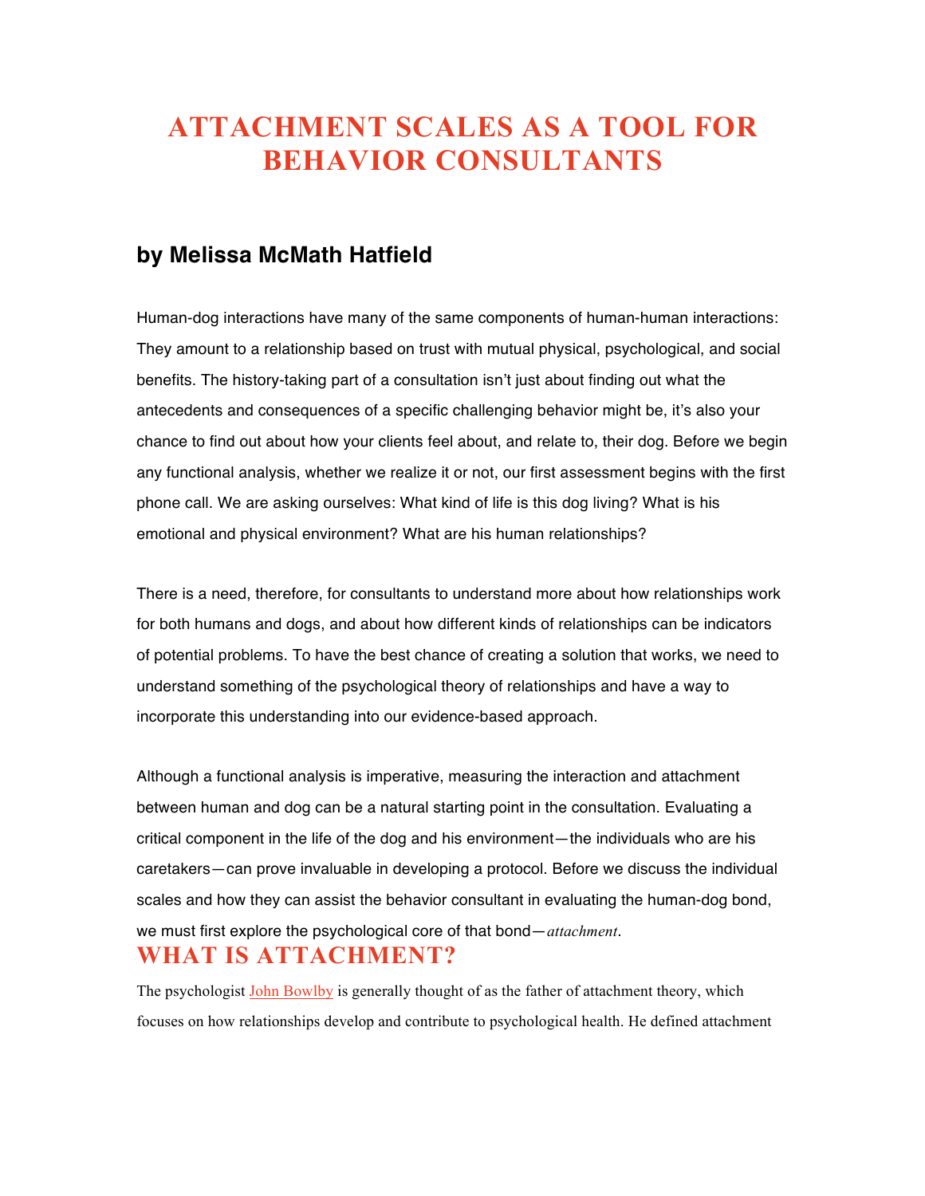# ATTACHMENT SCALES AS A TOOL FOR BEHAVIOR CONSULTANTS

### by Melissa McMath Hatfield

Human-dog interactions have many of the same components of human-human interactions: They amount to a relationship based on trust with mutual physical, psychological, and social benefits. The history-taking part of a consultation isn't just about finding out what the antecedents and consequences of a specific challenging behavior might be, it's also your chance to find out about how your clients feel about, and relate to, their dog. Before we begin any functional analysis, whether we realize it or not, our first assessment begins with the first phone call. We are asking ourselves: What kind of life is this dog living? What is his emotional and physical environment? What are his human relationships?

There is a need, therefore, for consultants to understand more about how relationships work for both humans and dogs, and about how different kinds of relationships can be indicators of potential problems. To have the best chance of creating a solution that works, we need to understand something of the psychological theory of relationships and have a way to incorporate this understanding into our evidence-based approach.

Although a functional analysis is imperative, measuring the interaction and attachment between human and dog can be a natural starting point in the consultation. Evaluating a critical component in the life of the dog and his environment—the individuals who are his caretakers—can prove invaluable in developing a protocol. Before we discuss the individual scales and how they can assist the behavior consultant in evaluating the human-dog bond, we must first explore the psychological core of that bond—*attachment*.

## WHAT IS ATTACHMENT?

The psychologist John Bowlby is generally thought of as the father of attachment theory, which focuses on how relationships develop and contribute to psychological health. He defined attachment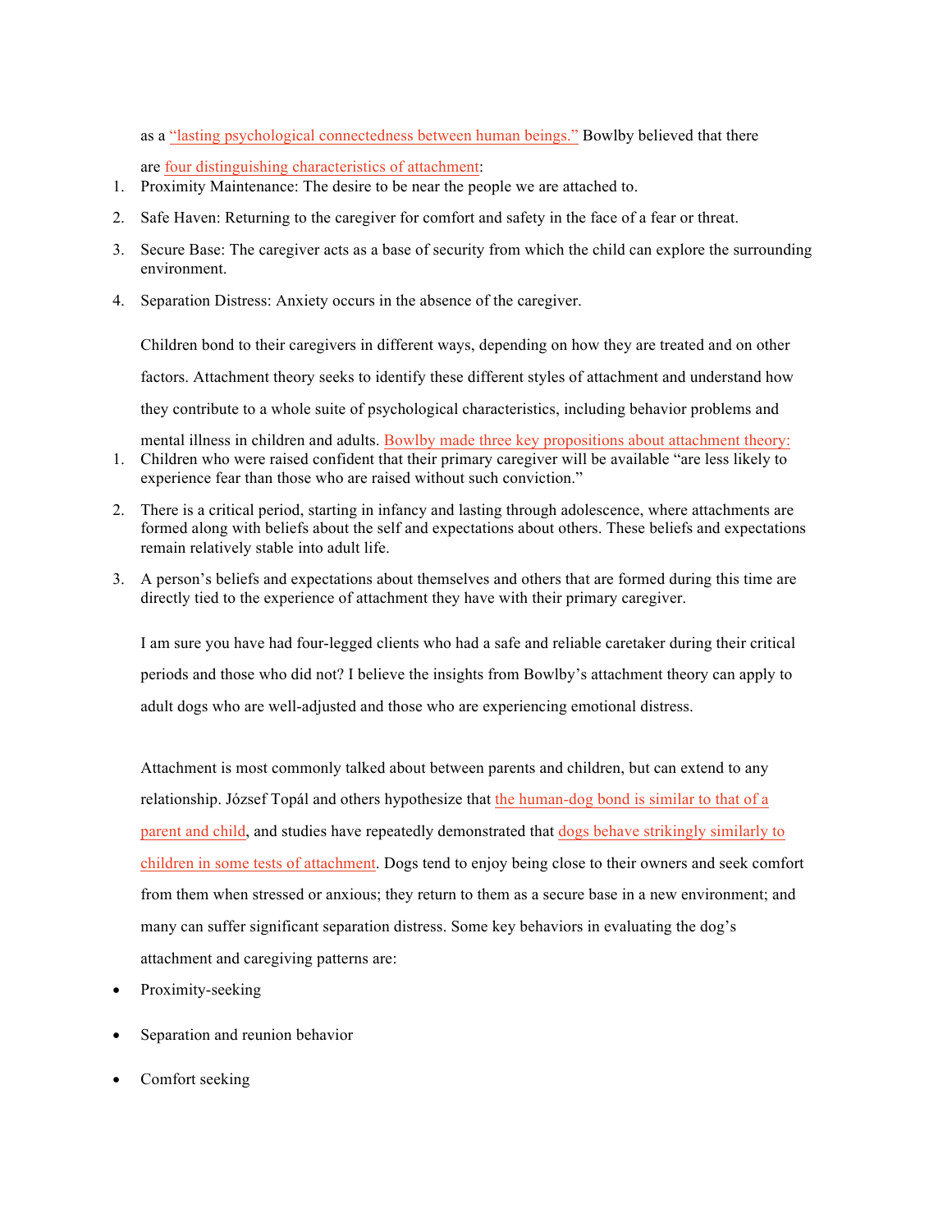as a “lasting psychological connectedness between human beings.” Bowlby believed that there are four distinguishing characteristics of attachment:

1. Proximity Maintenance: The desire to be near the people we are attached to.
2. Safe Haven: Returning to the caregiver for comfort and safety in the face of a fear or threat.
3. Secure Base: The caregiver acts as a base of security from which the child can explore the surrounding environment.
4. Separation Distress: Anxiety occurs in the absence of the caregiver.

Children bond to their caregivers in different ways, depending on how they are treated and on other factors. Attachment theory seeks to identify these different styles of attachment and understand how they contribute to a whole suite of psychological characteristics, including behavior problems and mental illness in children and adults. Bowlby made three key propositions about attachment theory:

1. Children who were raised confident that their primary caregiver will be available “are less likely to experience fear than those who are raised without such conviction.”
2. There is a critical period, starting in infancy and lasting through adolescence, where attachments are formed along with beliefs about the self and expectations about others. These beliefs and expectations remain relatively stable into adult life.
3. A person’s beliefs and expectations about themselves and others that are formed during this time are directly tied to the experience of attachment they have with their primary caregiver.

I am sure you have had four-legged clients who had a safe and reliable caretaker during their critical periods and those who did not? I believe the insights from Bowlby’s attachment theory can apply to adult dogs who are well-adjusted and those who are experiencing emotional distress.

Attachment is most commonly talked about between parents and children, but can extend to any relationship. József Topál and others hypothesize that the human-dog bond is similar to that of a parent and child, and studies have repeatedly demonstrated that dogs behave strikingly similarly to children in some tests of attachment. Dogs tend to enjoy being close to their owners and seek comfort from them when stressed or anxious; they return to them as a secure base in a new environment; and many can suffer significant separation distress. Some key behaviors in evaluating the dog’s attachment and caregiving patterns are:

- Proximity-seeking
- Separation and reunion behavior
- Comfort seeking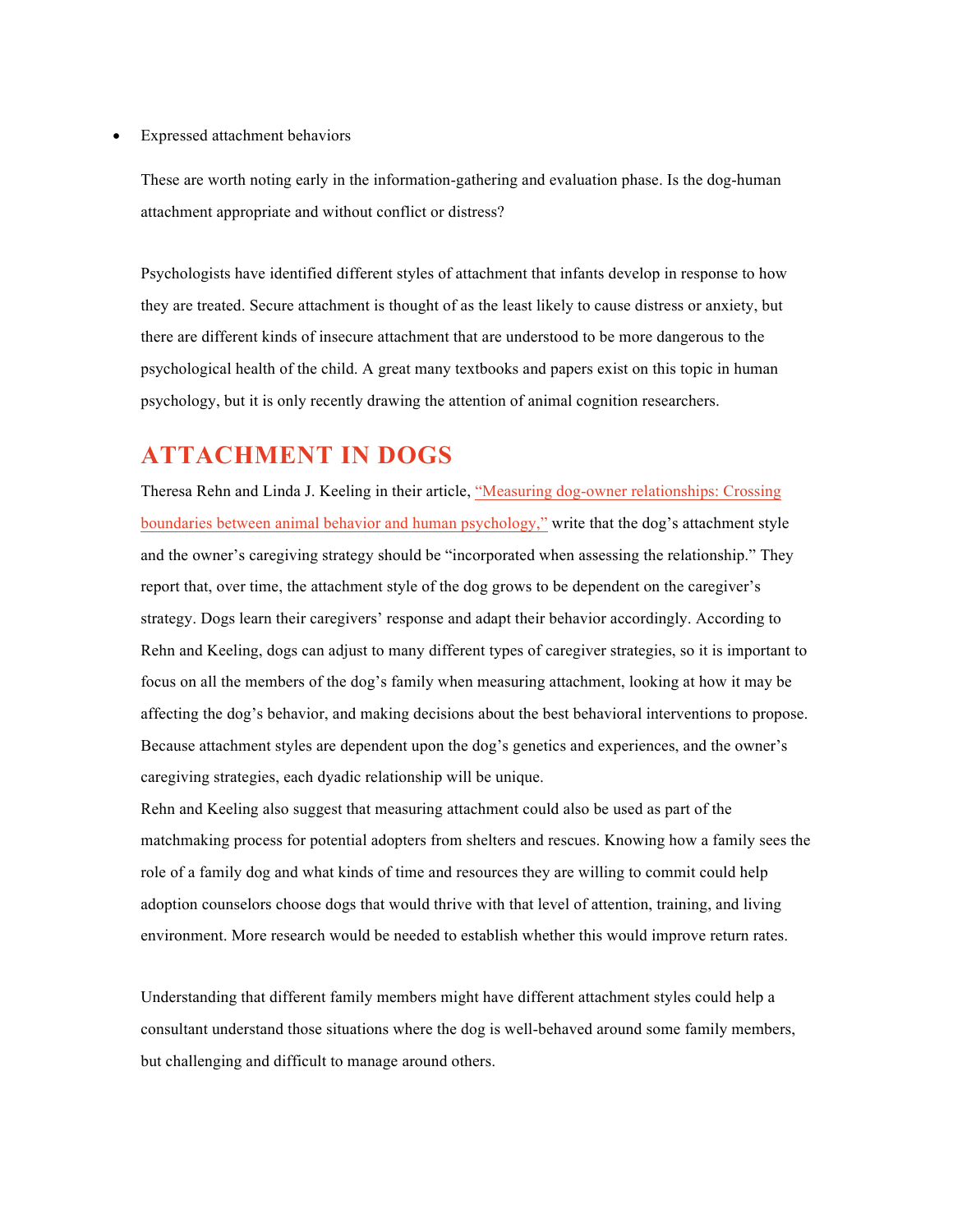- Expressed attachment behaviors

  These are worth noting early in the information-gathering and evaluation phase. Is the dog-human attachment appropriate and without conflict or distress?

  Psychologists have identified different styles of attachment that infants develop in response to how they are treated. Secure attachment is thought of as the least likely to cause distress or anxiety, but there are different kinds of insecure attachment that are understood to be more dangerous to the psychological health of the child. A great many textbooks and papers exist on this topic in human psychology, but it is only recently drawing the attention of animal cognition researchers.

## ATTACHMENT IN DOGS

Theresa Rehn and Linda J. Keeling in their article, "Measuring dog-owner relationships: Crossing boundaries between animal behavior and human psychology," write that the dog's attachment style and the owner's caregiving strategy should be "incorporated when assessing the relationship." They report that, over time, the attachment style of the dog grows to be dependent on the caregiver's strategy. Dogs learn their caregivers' response and adapt their behavior accordingly. According to Rehn and Keeling, dogs can adjust to many different types of caregiver strategies, so it is important to focus on all the members of the dog's family when measuring attachment, looking at how it may be affecting the dog's behavior, and making decisions about the best behavioral interventions to propose. Because attachment styles are dependent upon the dog's genetics and experiences, and the owner's caregiving strategies, each dyadic relationship will be unique.

Rehn and Keeling also suggest that measuring attachment could also be used as part of the matchmaking process for potential adopters from shelters and rescues. Knowing how a family sees the role of a family dog and what kinds of time and resources they are willing to commit could help adoption counselors choose dogs that would thrive with that level of attention, training, and living environment. More research would be needed to establish whether this would improve return rates.

Understanding that different family members might have different attachment styles could help a consultant understand those situations where the dog is well-behaved around some family members, but challenging and difficult to manage around others.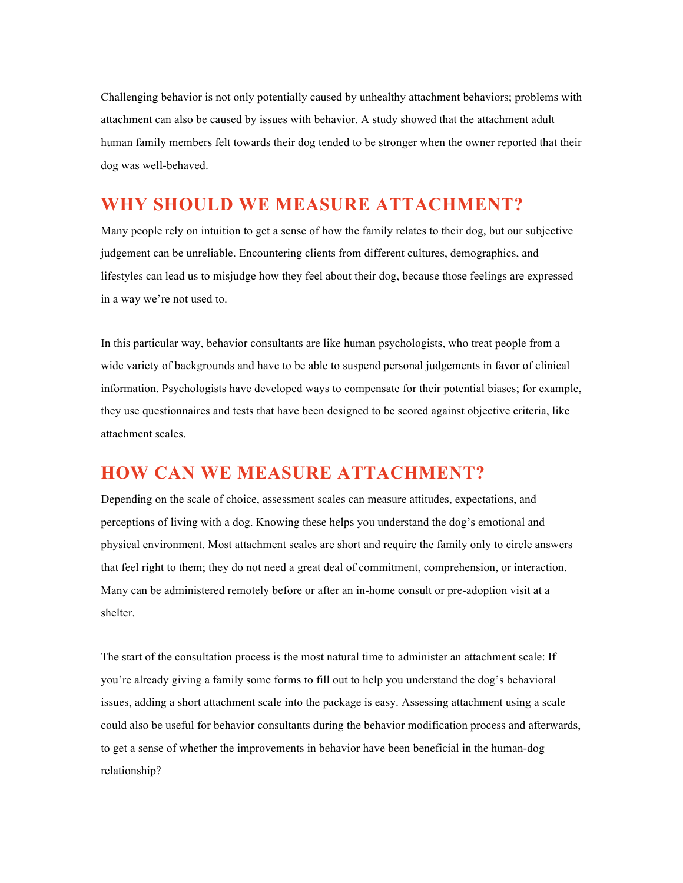Challenging behavior is not only potentially caused by unhealthy attachment behaviors; problems with attachment can also be caused by issues with behavior. A study showed that the attachment adult human family members felt towards their dog tended to be stronger when the owner reported that their dog was well-behaved.

## WHY SHOULD WE MEASURE ATTACHMENT?

Many people rely on intuition to get a sense of how the family relates to their dog, but our subjective judgement can be unreliable. Encountering clients from different cultures, demographics, and lifestyles can lead us to misjudge how they feel about their dog, because those feelings are expressed in a way we're not used to.

In this particular way, behavior consultants are like human psychologists, who treat people from a wide variety of backgrounds and have to be able to suspend personal judgements in favor of clinical information. Psychologists have developed ways to compensate for their potential biases; for example, they use questionnaires and tests that have been designed to be scored against objective criteria, like attachment scales.

## HOW CAN WE MEASURE ATTACHMENT?

Depending on the scale of choice, assessment scales can measure attitudes, expectations, and perceptions of living with a dog. Knowing these helps you understand the dog's emotional and physical environment. Most attachment scales are short and require the family only to circle answers that feel right to them; they do not need a great deal of commitment, comprehension, or interaction. Many can be administered remotely before or after an in-home consult or pre-adoption visit at a shelter.

The start of the consultation process is the most natural time to administer an attachment scale: If you're already giving a family some forms to fill out to help you understand the dog's behavioral issues, adding a short attachment scale into the package is easy. Assessing attachment using a scale could also be useful for behavior consultants during the behavior modification process and afterwards, to get a sense of whether the improvements in behavior have been beneficial in the human-dog relationship?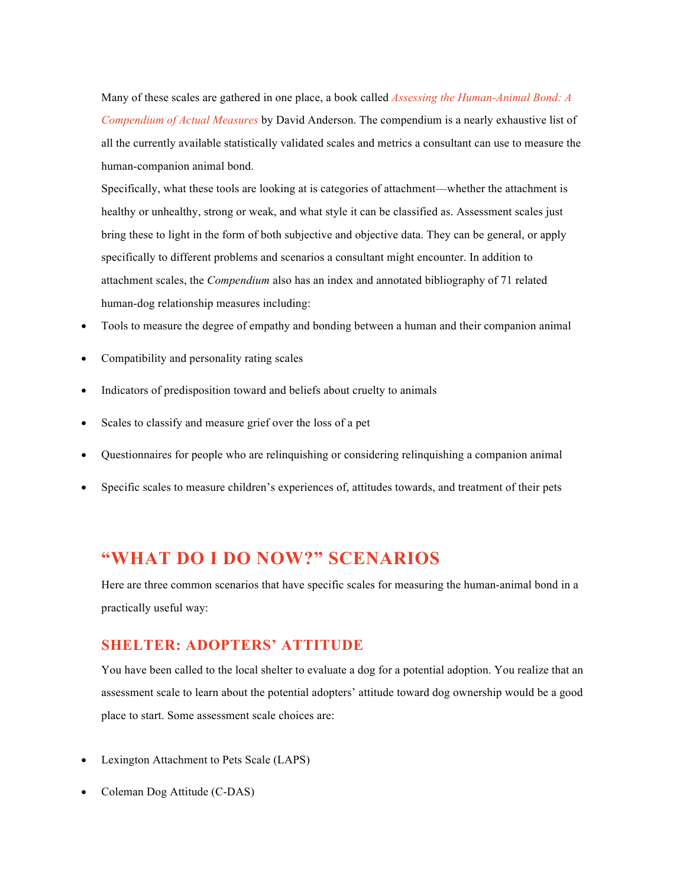Many of these scales are gathered in one place, a book called *Assessing the Human-Animal Bond: A Compendium of Actual Measures* by David Anderson. The compendium is a nearly exhaustive list of all the currently available statistically validated scales and metrics a consultant can use to measure the human-companion animal bond.

Specifically, what these tools are looking at is categories of attachment—whether the attachment is healthy or unhealthy, strong or weak, and what style it can be classified as. Assessment scales just bring these to light in the form of both subjective and objective data. They can be general, or apply specifically to different problems and scenarios a consultant might encounter. In addition to attachment scales, the *Compendium* also has an index and annotated bibliography of 71 related human-dog relationship measures including:

- Tools to measure the degree of empathy and bonding between a human and their companion animal
- Compatibility and personality rating scales
- Indicators of predisposition toward and beliefs about cruelty to animals
- Scales to classify and measure grief over the loss of a pet
- Questionnaires for people who are relinquishing or considering relinquishing a companion animal
- Specific scales to measure children's experiences of, attitudes towards, and treatment of their pets

## "WHAT DO I DO NOW?" SCENARIOS

Here are three common scenarios that have specific scales for measuring the human-animal bond in a practically useful way:

### SHELTER: ADOPTERS' ATTITUDE

You have been called to the local shelter to evaluate a dog for a potential adoption. You realize that an assessment scale to learn about the potential adopters' attitude toward dog ownership would be a good place to start. Some assessment scale choices are:

- Lexington Attachment to Pets Scale (LAPS)
- Coleman Dog Attitude (C-DAS)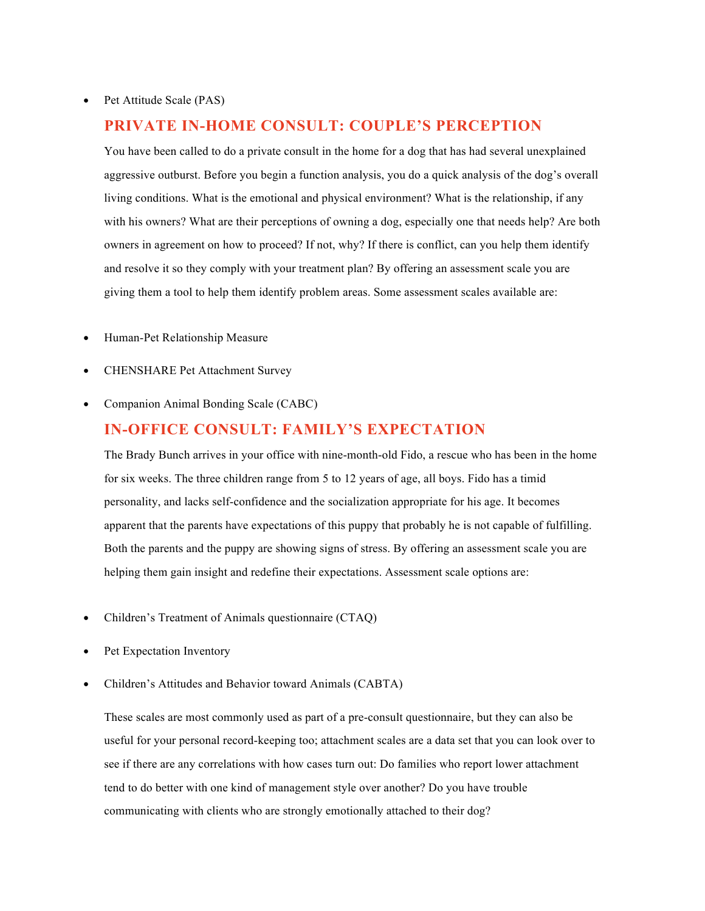- Pet Attitude Scale (PAS)

## PRIVATE IN-HOME CONSULT: COUPLE'S PERCEPTION

You have been called to do a private consult in the home for a dog that has had several unexplained aggressive outburst. Before you begin a function analysis, you do a quick analysis of the dog's overall living conditions. What is the emotional and physical environment? What is the relationship, if any with his owners? What are their perceptions of owning a dog, especially one that needs help? Are both owners in agreement on how to proceed? If not, why? If there is conflict, can you help them identify and resolve it so they comply with your treatment plan? By offering an assessment scale you are giving them a tool to help them identify problem areas. Some assessment scales available are:

- Human-Pet Relationship Measure
- CHENSHARE Pet Attachment Survey
- Companion Animal Bonding Scale (CABC)

## IN-OFFICE CONSULT: FAMILY'S EXPECTATION

The Brady Bunch arrives in your office with nine-month-old Fido, a rescue who has been in the home for six weeks. The three children range from 5 to 12 years of age, all boys. Fido has a timid personality, and lacks self-confidence and the socialization appropriate for his age. It becomes apparent that the parents have expectations of this puppy that probably he is not capable of fulfilling. Both the parents and the puppy are showing signs of stress. By offering an assessment scale you are helping them gain insight and redefine their expectations. Assessment scale options are:

- Children's Treatment of Animals questionnaire (CTAQ)
- Pet Expectation Inventory
- Children's Attitudes and Behavior toward Animals (CABTA)

These scales are most commonly used as part of a pre-consult questionnaire, but they can also be useful for your personal record-keeping too; attachment scales are a data set that you can look over to see if there are any correlations with how cases turn out: Do families who report lower attachment tend to do better with one kind of management style over another? Do you have trouble communicating with clients who are strongly emotionally attached to their dog?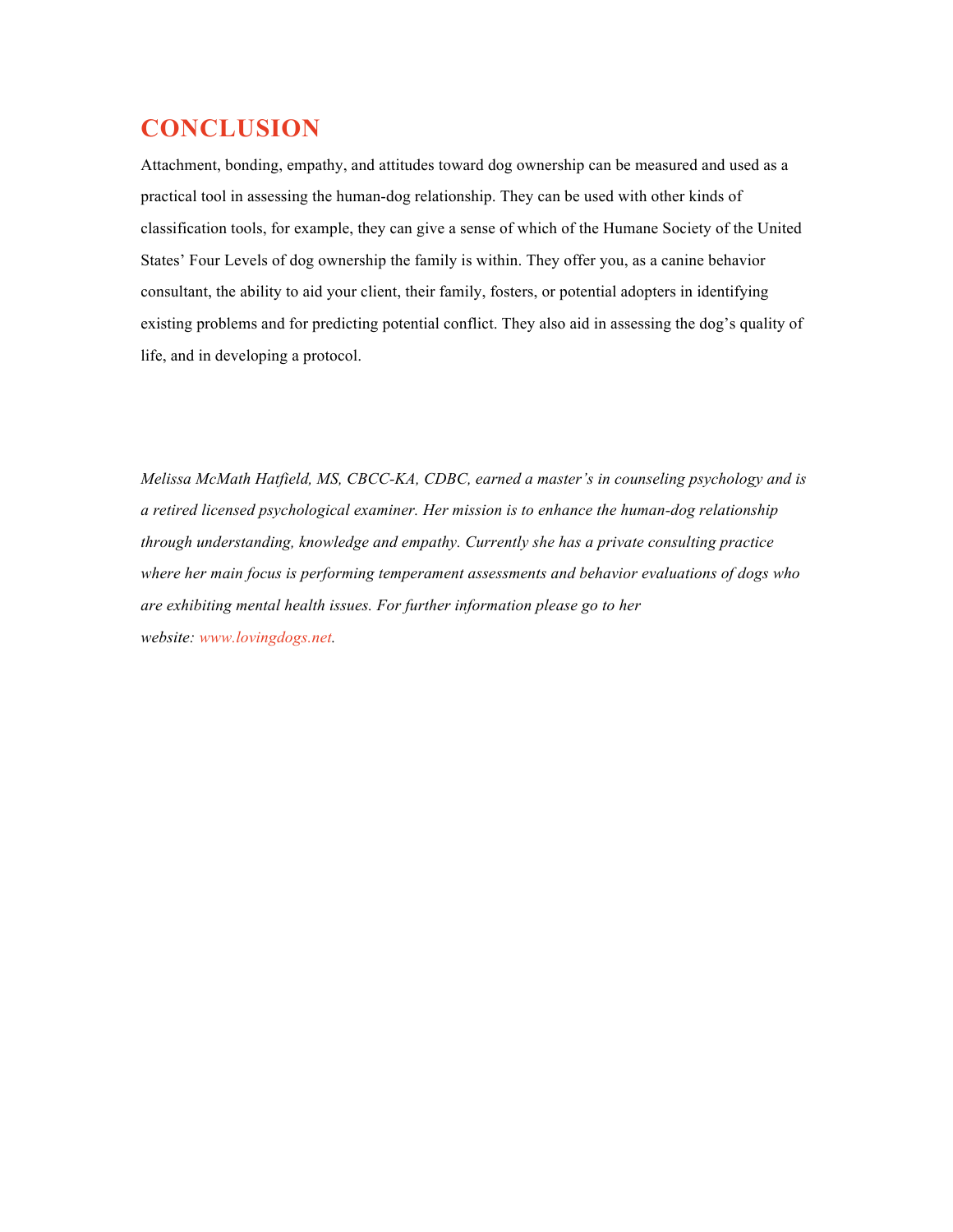## CONCLUSION

Attachment, bonding, empathy, and attitudes toward dog ownership can be measured and used as a practical tool in assessing the human-dog relationship. They can be used with other kinds of classification tools, for example, they can give a sense of which of the Humane Society of the United States' Four Levels of dog ownership the family is within. They offer you, as a canine behavior consultant, the ability to aid your client, their family, fosters, or potential adopters in identifying existing problems and for predicting potential conflict. They also aid in assessing the dog's quality of life, and in developing a protocol.

*Melissa McMath Hatfield, MS, CBCC-KA, CDBC, earned a master's in counseling psychology and is a retired licensed psychological examiner. Her mission is to enhance the human-dog relationship through understanding, knowledge and empathy. Currently she has a private consulting practice where her main focus is performing temperament assessments and behavior evaluations of dogs who are exhibiting mental health issues. For further information please go to her website: www.lovingdogs.net.*